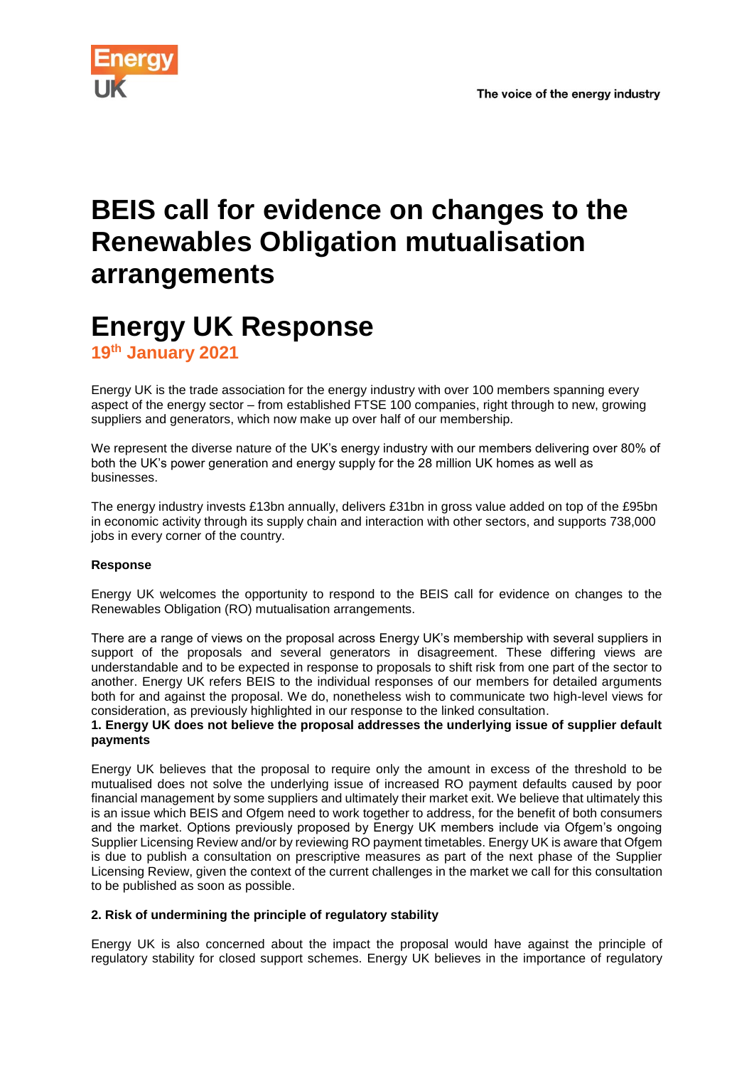Energy UK

The voice of the energy industry

# BEIS call for evidence on changes to the Renewables Obligation mutualisation arrangements

# Energy UK Response

## 19th January 2021

Energy UK is the trade association for the energy industry with over 100 members spanning every aspect of the energy sector – from established FTSE 100 companies, right through to new, growing suppliers and generators, which now make up over half of our membership.

We represent the diverse nature of the UK's energy industry with our members delivering over 80% of both the UK's power generation and energy supply for the 28 million UK homes as well as businesses.

The energy industry invests £13bn annually, delivers £31bn in gross value added on top of the £95bn in economic activity through its supply chain and interaction with other sectors, and supports 738,000 jobs in every corner of the country.

**Response**

Energy UK welcomes the opportunity to respond to the BEIS call for evidence on changes to the Renewables Obligation (RO) mutualisation arrangements.

There are a range of views on the proposal across Energy UK's membership with several suppliers in support of the proposals and several generators in disagreement. These differing views are understandable and to be expected in response to proposals to shift risk from one part of the sector to another. Energy UK refers BEIS to the individual responses of our members for detailed arguments both for and against the proposal. We do, nonetheless wish to communicate two high-level views for consideration, as previously highlighted in our response to the linked consultation.

**1. Energy UK does not believe the proposal addresses the underlying issue of supplier default payments**

Energy UK believes that the proposal to require only the amount in excess of the threshold to be mutualised does not solve the underlying issue of increased RO payment defaults caused by poor financial management by some suppliers and ultimately their market exit. We believe that ultimately this is an issue which BEIS and Ofgem need to work together to address, for the benefit of both consumers and the market. Options previously proposed by Energy UK members include via Ofgem's ongoing Supplier Licensing Review and/or by reviewing RO payment timetables. Energy UK is aware that Ofgem is due to publish a consultation on prescriptive measures as part of the next phase of the Supplier Licensing Review, given the context of the current challenges in the market we call for this consultation to be published as soon as possible.

**2. Risk of undermining the principle of regulatory stability**

Energy UK is also concerned about the impact the proposal would have against the principle of regulatory stability for closed support schemes. Energy UK believes in the importance of regulatory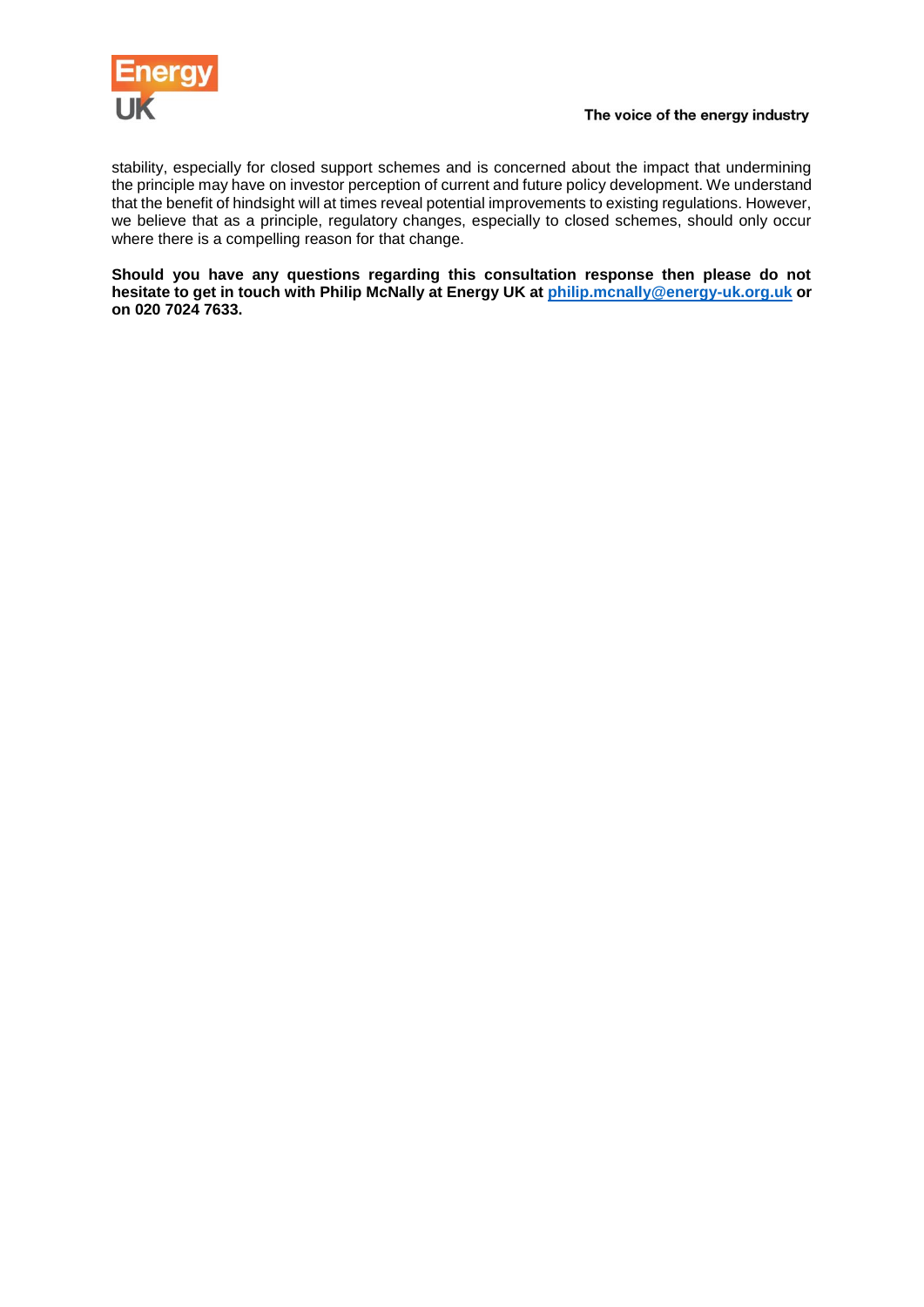stability, especially for closed support schemes and is concerned about the impact that undermining the principle may have on investor perception of current and future policy development. We understand that the benefit of hindsight will at times reveal potential improvements to existing regulations. However, we believe that as a principle, regulatory changes, especially to closed schemes, should only occur where there is a compelling reason for that change.

**Should you have any questions regarding this consultation response then please do not hesitate to get in touch with Philip McNally at Energy UK at philip.mcnally@energy-uk.org.uk or on 020 7024 7633.**